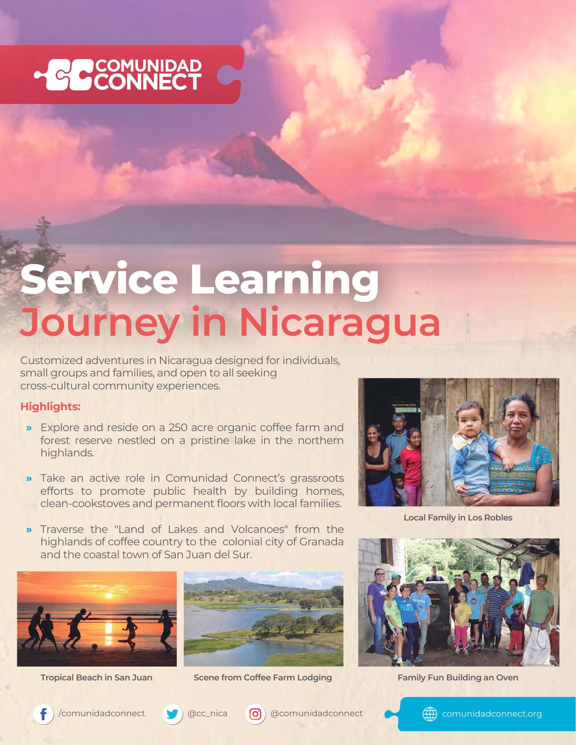COMUNIDAD CONNECT

# Service Learning Journey in Nicaragua

Customized adventures in Nicaragua designed for individuals, small groups and families, and open to all seeking cross-cultural community experiences.

**Highlights:**

- Explore and reside on a 250 acre organic coffee farm and forest reserve nestled on a pristine lake in the northern highlands.
- Take an active role in Comunidad Connect's grassroots efforts to promote public health by building homes, clean-cookstoves and permanent floors with local families.
- Traverse the "Land of Lakes and Volcanoes" from the highlands of coffee country to the colonial city of Granada and the coastal town of San Juan del Sur.

Local Family in Los Robles

Tropical Beach in San Juan

Scene from Coffee Farm Lodging

Family Fun Building an Oven

/comunidadconnect @cc_nica @comunidadconnect comunidadconnect.org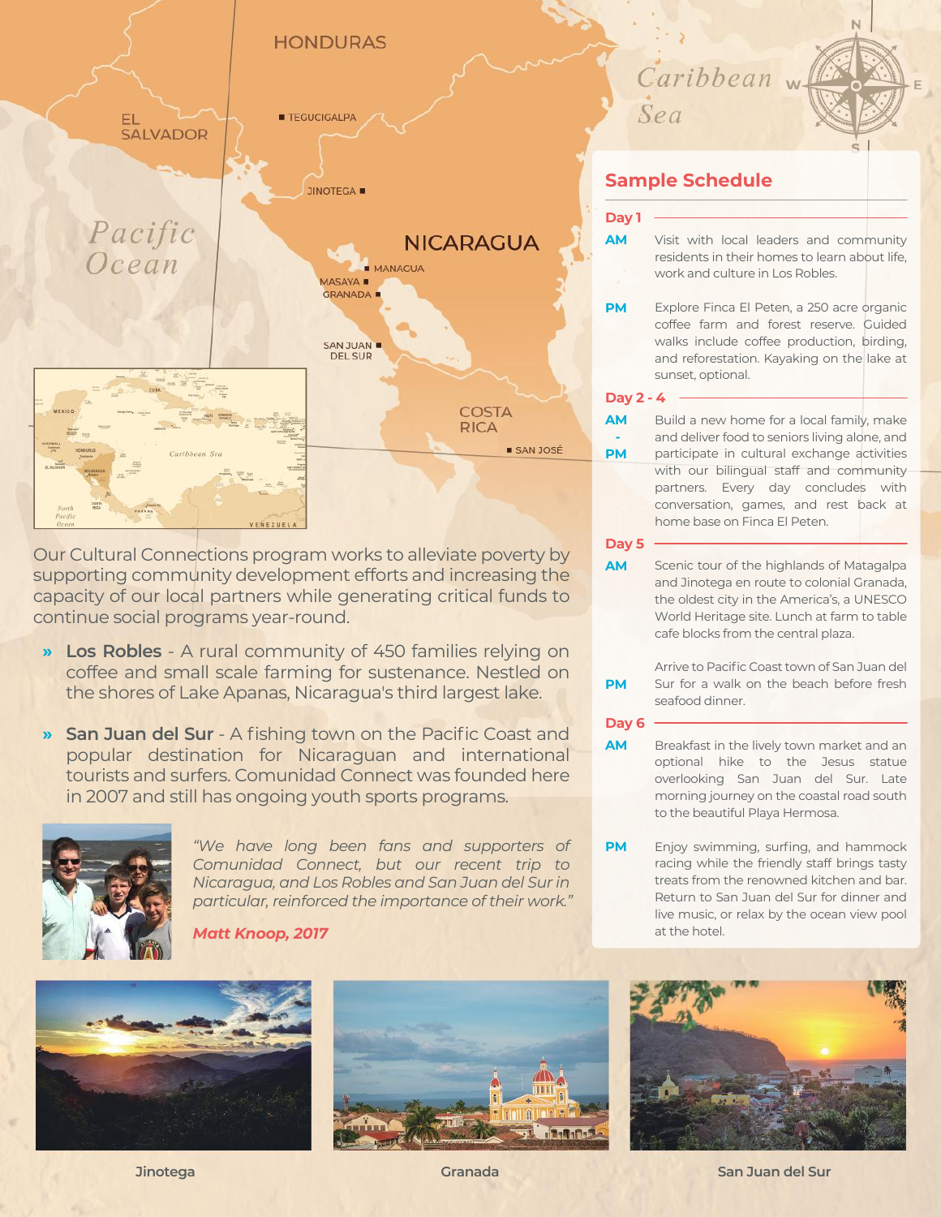Our Cultural Connections program works to alleviate poverty by supporting community development efforts and increasing the capacity of our local partners while generating critical funds to continue social programs year-round.

- **Los Robles** - A rural community of 450 families relying on coffee and small scale farming for sustenance. Nestled on the shores of Lake Apanas, Nicaragua's third largest lake.
- **San Juan del Sur** - A fishing town on the Pacific Coast and popular destination for Nicaraguan and international tourists and surfers. Comunidad Connect was founded here in 2007 and still has ongoing youth sports programs.

*"We have long been fans and supporters of Comunidad Connect, but our recent trip to Nicaragua, and Los Robles and San Juan del Sur in particular, reinforced the importance of their work."*

***Matt Knoop, 2017***

## Sample Schedule

### Day 1

**AM** Visit with local leaders and community residents in their homes to learn about life, work and culture in Los Robles.

**PM** Explore Finca El Peten, a 250 acre organic coffee farm and forest reserve. Guided walks include coffee production, birding, and reforestation. Kayaking on the lake at sunset, optional.

### Day 2 - 4

**AM - PM** Build a new home for a local family, make and deliver food to seniors living alone, and participate in cultural exchange activities with our bilingual staff and community partners. Every day concludes with conversation, games, and rest back at home base on Finca El Peten.

### Day 5

**AM** Scenic tour of the highlands of Matagalpa and Jinotega en route to colonial Granada, the oldest city in the America's, a UNESCO World Heritage site. Lunch at farm to table cafe blocks from the central plaza.

**PM** Arrive to Pacific Coast town of San Juan del Sur for a walk on the beach before fresh seafood dinner.

### Day 6

**AM** Breakfast in the lively town market and an optional hike to the Jesus statue overlooking San Juan del Sur. Late morning journey on the coastal road south to the beautiful Playa Hermosa.

**PM** Enjoy swimming, surfing, and hammock racing while the friendly staff brings tasty treats from the renowned kitchen and bar. Return to San Juan del Sur for dinner and live music, or relax by the ocean view pool at the hotel.

Jinotega

Granada

San Juan del Sur